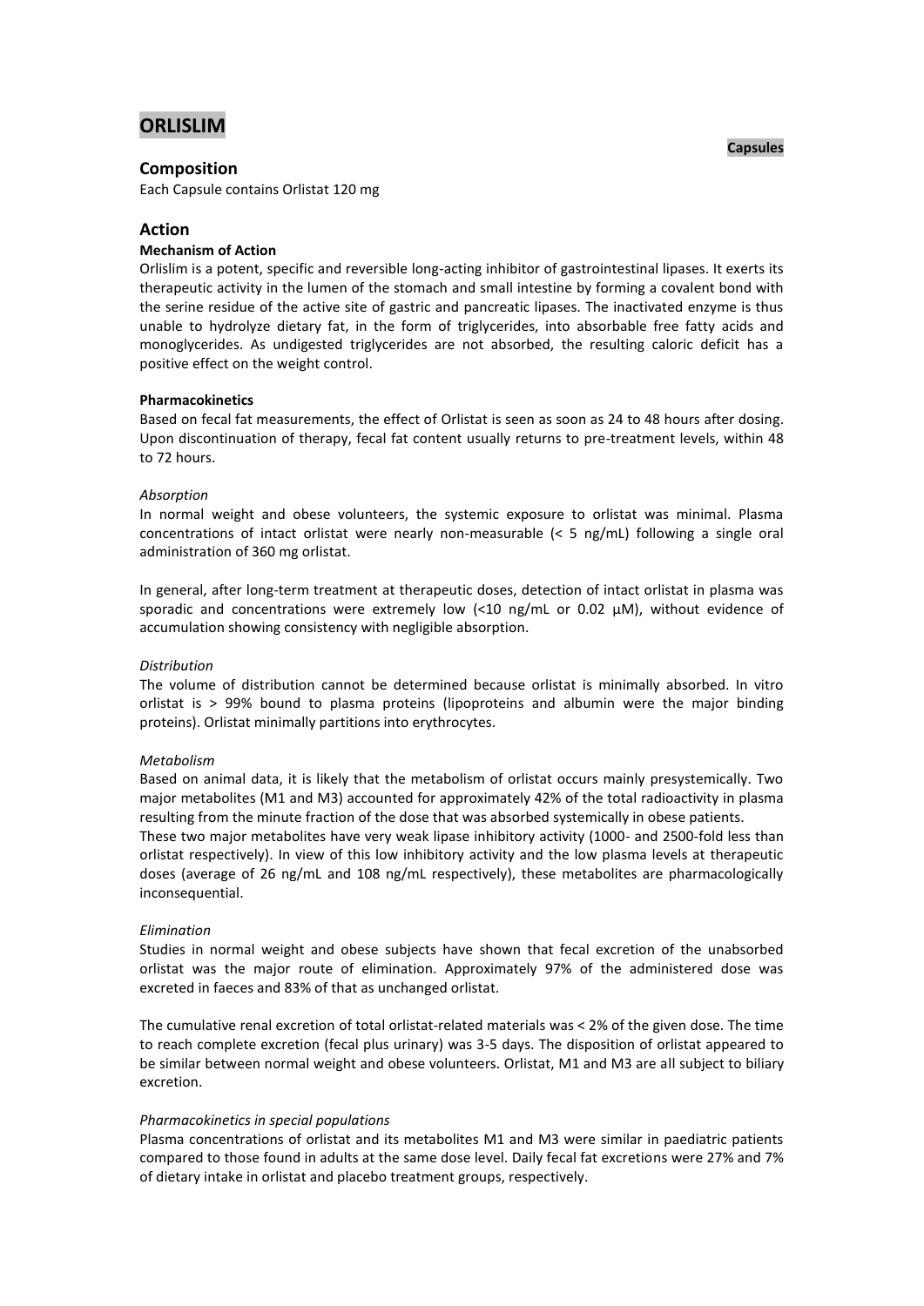# ORLISLIM

**Capsules**

## Composition

Each Capsule contains Orlistat 120 mg

## Action

### Mechanism of Action

Orlislim is a potent, specific and reversible long-acting inhibitor of gastrointestinal lipases. It exerts its therapeutic activity in the lumen of the stomach and small intestine by forming a covalent bond with the serine residue of the active site of gastric and pancreatic lipases. The inactivated enzyme is thus unable to hydrolyze dietary fat, in the form of triglycerides, into absorbable free fatty acids and monoglycerides. As undigested triglycerides are not absorbed, the resulting caloric deficit has a positive effect on the weight control.

### Pharmacokinetics

Based on fecal fat measurements, the effect of Orlistat is seen as soon as 24 to 48 hours after dosing. Upon discontinuation of therapy, fecal fat content usually returns to pre-treatment levels, within 48 to 72 hours.

*Absorption*

In normal weight and obese volunteers, the systemic exposure to orlistat was minimal. Plasma concentrations of intact orlistat were nearly non-measurable (< 5 ng/mL) following a single oral administration of 360 mg orlistat.

In general, after long-term treatment at therapeutic doses, detection of intact orlistat in plasma was sporadic and concentrations were extremely low (<10 ng/mL or 0.02 µM), without evidence of accumulation showing consistency with negligible absorption.

*Distribution*

The volume of distribution cannot be determined because orlistat is minimally absorbed. In vitro orlistat is > 99% bound to plasma proteins (lipoproteins and albumin were the major binding proteins). Orlistat minimally partitions into erythrocytes.

*Metabolism*

Based on animal data, it is likely that the metabolism of orlistat occurs mainly presystemically. Two major metabolites (M1 and M3) accounted for approximately 42% of the total radioactivity in plasma resulting from the minute fraction of the dose that was absorbed systemically in obese patients.
These two major metabolites have very weak lipase inhibitory activity (1000- and 2500-fold less than orlistat respectively). In view of this low inhibitory activity and the low plasma levels at therapeutic doses (average of 26 ng/mL and 108 ng/mL respectively), these metabolites are pharmacologically inconsequential.

*Elimination*

Studies in normal weight and obese subjects have shown that fecal excretion of the unabsorbed orlistat was the major route of elimination. Approximately 97% of the administered dose was excreted in faeces and 83% of that as unchanged orlistat.

The cumulative renal excretion of total orlistat-related materials was < 2% of the given dose. The time to reach complete excretion (fecal plus urinary) was 3-5 days. The disposition of orlistat appeared to be similar between normal weight and obese volunteers. Orlistat, M1 and M3 are all subject to biliary excretion.

*Pharmacokinetics in special populations*

Plasma concentrations of orlistat and its metabolites M1 and M3 were similar in paediatric patients compared to those found in adults at the same dose level. Daily fecal fat excretions were 27% and 7% of dietary intake in orlistat and placebo treatment groups, respectively.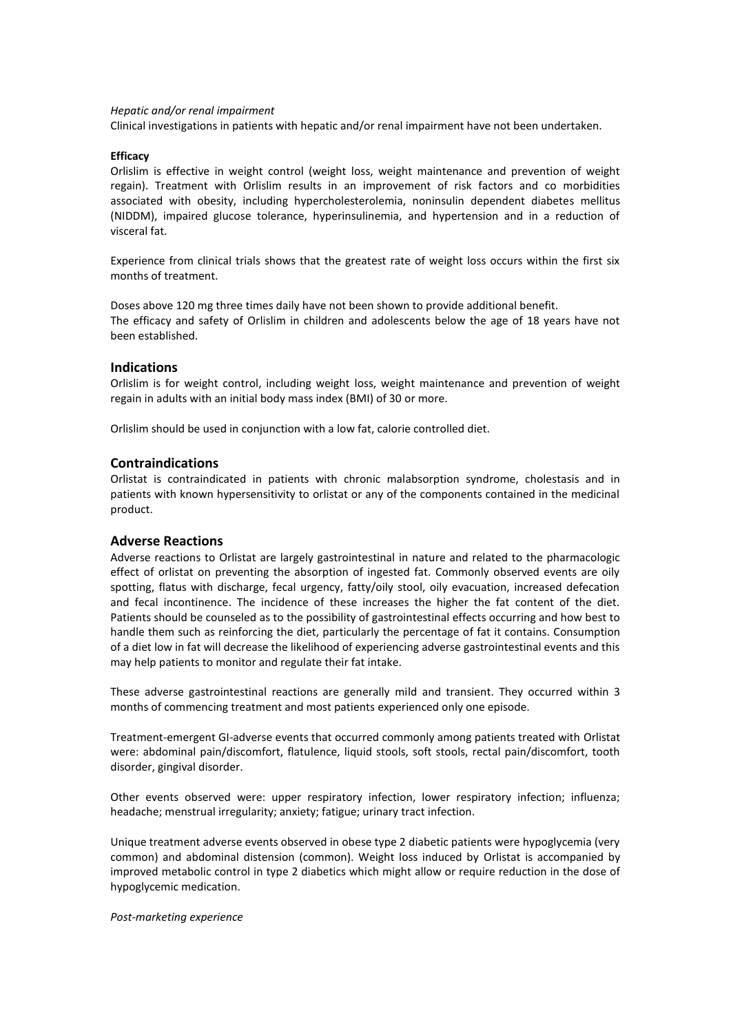*Hepatic and/or renal impairment*

Clinical investigations in patients with hepatic and/or renal impairment have not been undertaken.

**Efficacy**

Orlislim is effective in weight control (weight loss, weight maintenance and prevention of weight regain). Treatment with Orlislim results in an improvement of risk factors and co morbidities associated with obesity, including hypercholesterolemia, noninsulin dependent diabetes mellitus (NIDDM), impaired glucose tolerance, hyperinsulinemia, and hypertension and in a reduction of visceral fat.

Experience from clinical trials shows that the greatest rate of weight loss occurs within the first six months of treatment.

Doses above 120 mg three times daily have not been shown to provide additional benefit.
The efficacy and safety of Orlislim in children and adolescents below the age of 18 years have not been established.

## Indications

Orlislim is for weight control, including weight loss, weight maintenance and prevention of weight regain in adults with an initial body mass index (BMI) of 30 or more.

Orlislim should be used in conjunction with a low fat, calorie controlled diet.

## Contraindications

Orlistat is contraindicated in patients with chronic malabsorption syndrome, cholestasis and in patients with known hypersensitivity to orlistat or any of the components contained in the medicinal product.

## Adverse Reactions

Adverse reactions to Orlistat are largely gastrointestinal in nature and related to the pharmacologic effect of orlistat on preventing the absorption of ingested fat. Commonly observed events are oily spotting, flatus with discharge, fecal urgency, fatty/oily stool, oily evacuation, increased defecation and fecal incontinence. The incidence of these increases the higher the fat content of the diet. Patients should be counseled as to the possibility of gastrointestinal effects occurring and how best to handle them such as reinforcing the diet, particularly the percentage of fat it contains. Consumption of a diet low in fat will decrease the likelihood of experiencing adverse gastrointestinal events and this may help patients to monitor and regulate their fat intake.

These adverse gastrointestinal reactions are generally mild and transient. They occurred within 3 months of commencing treatment and most patients experienced only one episode.

Treatment-emergent GI-adverse events that occurred commonly among patients treated with Orlistat were: abdominal pain/discomfort, flatulence, liquid stools, soft stools, rectal pain/discomfort, tooth disorder, gingival disorder.

Other events observed were: upper respiratory infection, lower respiratory infection; influenza; headache; menstrual irregularity; anxiety; fatigue; urinary tract infection.

Unique treatment adverse events observed in obese type 2 diabetic patients were hypoglycemia (very common) and abdominal distension (common). Weight loss induced by Orlistat is accompanied by improved metabolic control in type 2 diabetics which might allow or require reduction in the dose of hypoglycemic medication.

*Post-marketing experience*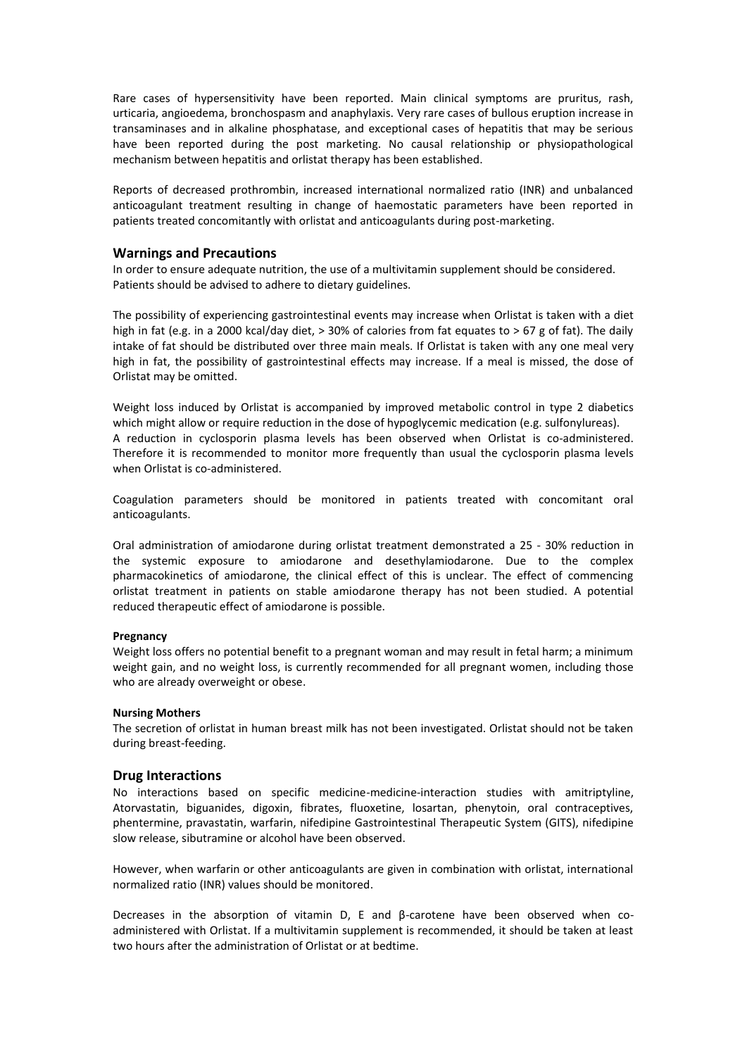Rare cases of hypersensitivity have been reported. Main clinical symptoms are pruritus, rash, urticaria, angioedema, bronchospasm and anaphylaxis. Very rare cases of bullous eruption increase in transaminases and in alkaline phosphatase, and exceptional cases of hepatitis that may be serious have been reported during the post marketing. No causal relationship or physiopathological mechanism between hepatitis and orlistat therapy has been established.

Reports of decreased prothrombin, increased international normalized ratio (INR) and unbalanced anticoagulant treatment resulting in change of haemostatic parameters have been reported in patients treated concomitantly with orlistat and anticoagulants during post-marketing.

## Warnings and Precautions

In order to ensure adequate nutrition, the use of a multivitamin supplement should be considered. Patients should be advised to adhere to dietary guidelines.

The possibility of experiencing gastrointestinal events may increase when Orlistat is taken with a diet high in fat (e.g. in a 2000 kcal/day diet, > 30% of calories from fat equates to > 67 g of fat). The daily intake of fat should be distributed over three main meals. If Orlistat is taken with any one meal very high in fat, the possibility of gastrointestinal effects may increase. If a meal is missed, the dose of Orlistat may be omitted.

Weight loss induced by Orlistat is accompanied by improved metabolic control in type 2 diabetics which might allow or require reduction in the dose of hypoglycemic medication (e.g. sulfonylureas).
A reduction in cyclosporin plasma levels has been observed when Orlistat is co-administered. Therefore it is recommended to monitor more frequently than usual the cyclosporin plasma levels when Orlistat is co-administered.

Coagulation parameters should be monitored in patients treated with concomitant oral anticoagulants.

Oral administration of amiodarone during orlistat treatment demonstrated a 25 - 30% reduction in the systemic exposure to amiodarone and desethylamiodarone. Due to the complex pharmacokinetics of amiodarone, the clinical effect of this is unclear. The effect of commencing orlistat treatment in patients on stable amiodarone therapy has not been studied. A potential reduced therapeutic effect of amiodarone is possible.

#### Pregnancy

Weight loss offers no potential benefit to a pregnant woman and may result in fetal harm; a minimum weight gain, and no weight loss, is currently recommended for all pregnant women, including those who are already overweight or obese.

#### Nursing Mothers

The secretion of orlistat in human breast milk has not been investigated. Orlistat should not be taken during breast-feeding.

## Drug Interactions

No interactions based on specific medicine-medicine-interaction studies with amitriptyline, Atorvastatin, biguanides, digoxin, fibrates, fluoxetine, losartan, phenytoin, oral contraceptives, phentermine, pravastatin, warfarin, nifedipine Gastrointestinal Therapeutic System (GITS), nifedipine slow release, sibutramine or alcohol have been observed.

However, when warfarin or other anticoagulants are given in combination with orlistat, international normalized ratio (INR) values should be monitored.

Decreases in the absorption of vitamin D, E and β-carotene have been observed when co-administered with Orlistat. If a multivitamin supplement is recommended, it should be taken at least two hours after the administration of Orlistat or at bedtime.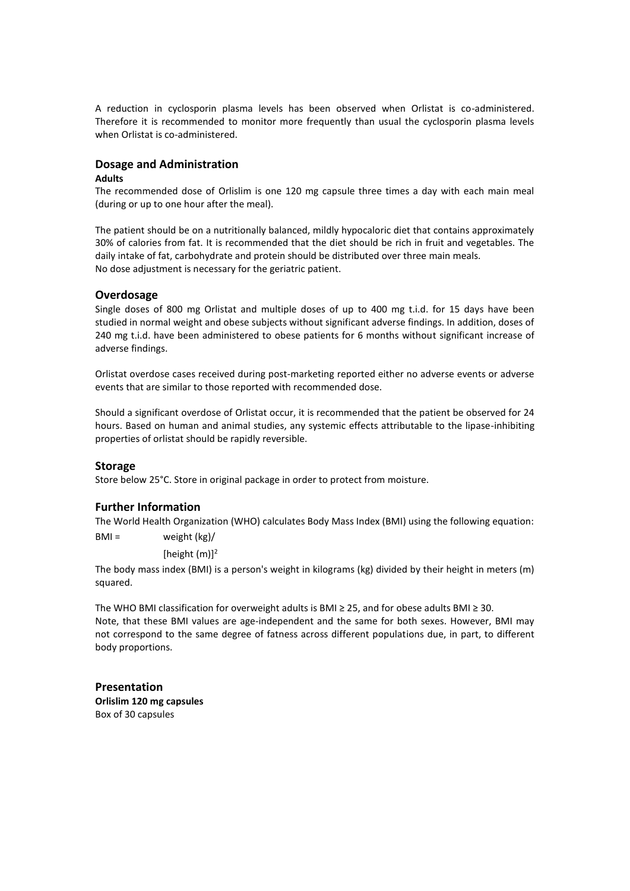A reduction in cyclosporin plasma levels has been observed when Orlistat is co-administered. Therefore it is recommended to monitor more frequently than usual the cyclosporin plasma levels when Orlistat is co-administered.

## Dosage and Administration

**Adults**

The recommended dose of Orlislim is one 120 mg capsule three times a day with each main meal (during or up to one hour after the meal).

The patient should be on a nutritionally balanced, mildly hypocaloric diet that contains approximately 30% of calories from fat. It is recommended that the diet should be rich in fruit and vegetables. The daily intake of fat, carbohydrate and protein should be distributed over three main meals.
No dose adjustment is necessary for the geriatric patient.

## Overdosage

Single doses of 800 mg Orlistat and multiple doses of up to 400 mg t.i.d. for 15 days have been studied in normal weight and obese subjects without significant adverse findings. In addition, doses of 240 mg t.i.d. have been administered to obese patients for 6 months without significant increase of adverse findings.

Orlistat overdose cases received during post-marketing reported either no adverse events or adverse events that are similar to those reported with recommended dose.

Should a significant overdose of Orlistat occur, it is recommended that the patient be observed for 24 hours. Based on human and animal studies, any systemic effects attributable to the lipase-inhibiting properties of orlistat should be rapidly reversible.

## Storage

Store below 25°C. Store in original package in order to protect from moisture.

## Further Information

The World Health Organization (WHO) calculates Body Mass Index (BMI) using the following equation:

$$BMI = \frac{\text{weight (kg)}}{[\text{height (m)}]^2}$$

The body mass index (BMI) is a person's weight in kilograms (kg) divided by their height in meters (m) squared.

The WHO BMI classification for overweight adults is BMI ≥ 25, and for obese adults BMI ≥ 30.
Note, that these BMI values are age-independent and the same for both sexes. However, BMI may not correspond to the same degree of fatness across different populations due, in part, to different body proportions.

## Presentation

**Orlislim 120 mg capsules**
Box of 30 capsules